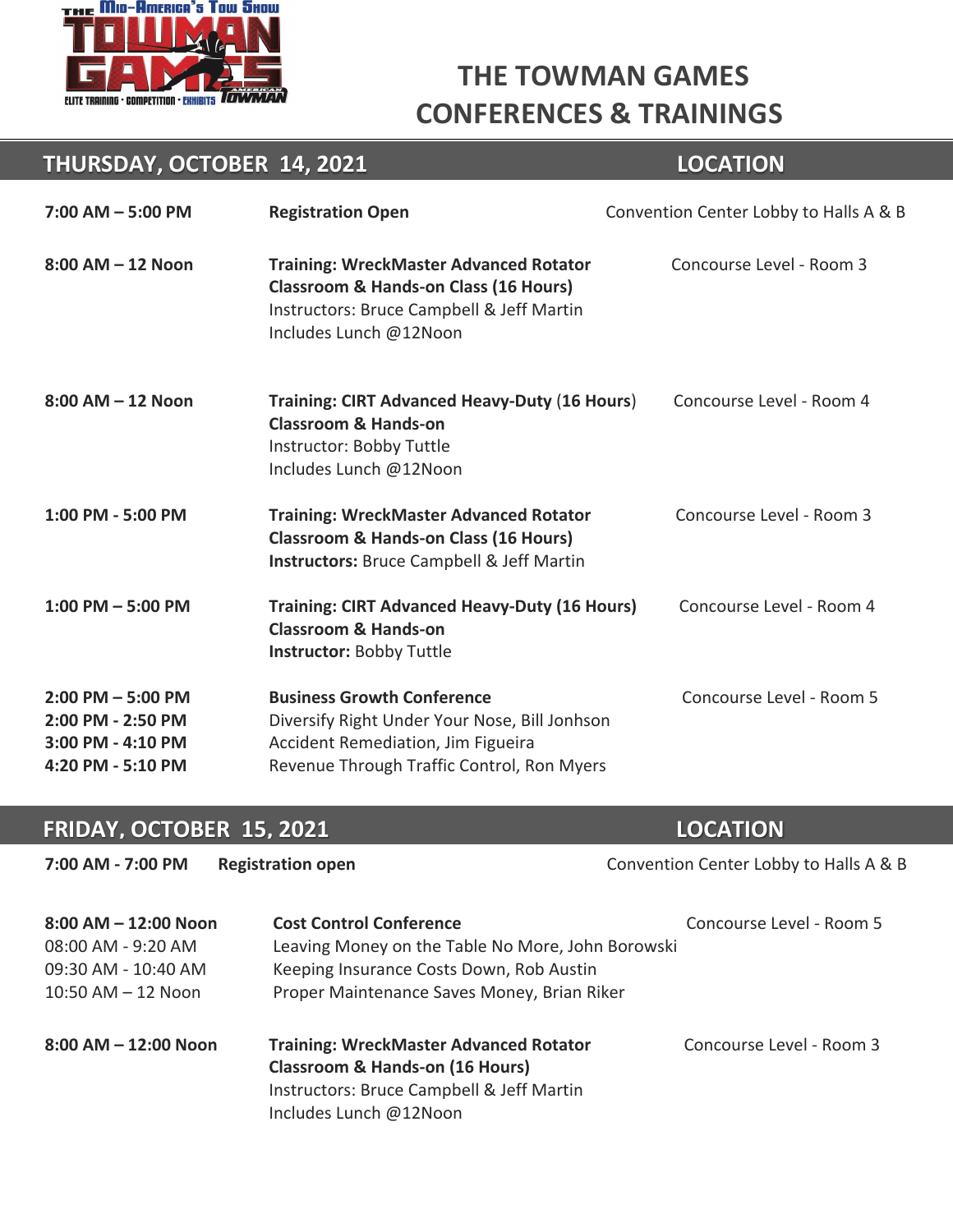# THE TOWMAN GAMES CONFERENCES & TRAININGS

## THURSDAY, OCTOBER 14, 2021

| Time | Event | LOCATION |
|---|---|---|
| **7:00 AM – 5:00 PM** | **Registration Open** | Convention Center Lobby to Halls A & B |
| **8:00 AM – 12 Noon** | **Training: WreckMaster Advanced Rotator Classroom & Hands-on Class (16 Hours)**<br>Instructors: Bruce Campbell & Jeff Martin<br>Includes Lunch @12Noon | Concourse Level - Room 3 |
| **8:00 AM – 12 Noon** | **Training: CIRT Advanced Heavy-Duty** (**16 Hours**) **Classroom & Hands-on**<br>Instructor: Bobby Tuttle<br>Includes Lunch @12Noon | Concourse Level - Room 4 |
| **1:00 PM - 5:00 PM** | **Training: WreckMaster Advanced Rotator Classroom & Hands-on Class (16 Hours)**<br>**Instructors:** Bruce Campbell & Jeff Martin | Concourse Level - Room 3 |
| **1:00 PM – 5:00 PM** | **Training: CIRT Advanced Heavy-Duty (16 Hours) Classroom & Hands-on**<br>**Instructor:** Bobby Tuttle | Concourse Level - Room 4 |
| **2:00 PM – 5:00 PM** | **Business Growth Conference** | Concourse Level - Room 5 |
| **2:00 PM - 2:50 PM** | Diversify Right Under Your Nose, Bill Jonhson | |
| **3:00 PM - 4:10 PM** | Accident Remediation, Jim Figueira | |
| **4:20 PM - 5:10 PM** | Revenue Through Traffic Control, Ron Myers | |

## FRIDAY, OCTOBER 15, 2021

| Time | Event | LOCATION |
|---|---|---|
| **7:00 AM - 7:00 PM** | **Registration open** | Convention Center Lobby to Halls A & B |
| **8:00 AM – 12:00 Noon** | **Cost Control Conference** | Concourse Level - Room 5 |
| 08:00 AM - 9:20 AM | Leaving Money on the Table No More, John Borowski | |
| 09:30 AM - 10:40 AM | Keeping Insurance Costs Down, Rob Austin | |
| 10:50 AM – 12 Noon | Proper Maintenance Saves Money, Brian Riker | |
| **8:00 AM – 12:00 Noon** | **Training: WreckMaster Advanced Rotator Classroom & Hands-on (16 Hours)**<br>Instructors: Bruce Campbell & Jeff Martin<br>Includes Lunch @12Noon | Concourse Level - Room 3 |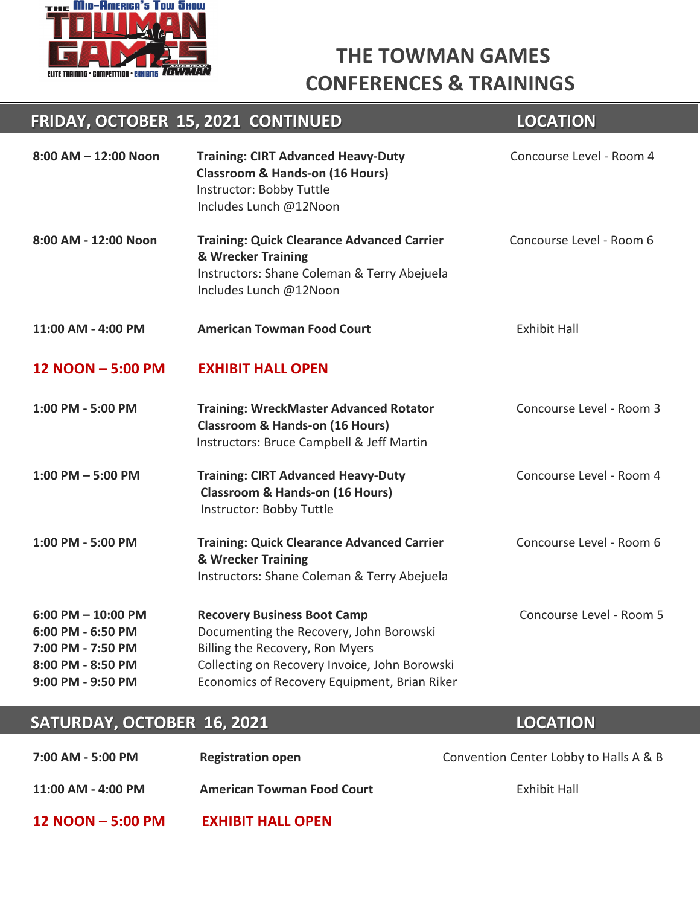# THE TOWMAN GAMES CONFERENCES & TRAININGS

| FRIDAY, OCTOBER 15, 2021 CONTINUED | | LOCATION |
|---|---|---|
| **8:00 AM – 12:00 Noon** | **Training: CIRT Advanced Heavy-Duty Classroom & Hands-on (16 Hours)**<br>Instructor: Bobby Tuttle<br>Includes Lunch @12Noon | Concourse Level - Room 4 |
| **8:00 AM - 12:00 Noon** | **Training: Quick Clearance Advanced Carrier & Wrecker Training**<br>Instructors: Shane Coleman & Terry Abejuela<br>Includes Lunch @12Noon | Concourse Level - Room 6 |
| **11:00 AM - 4:00 PM** | **American Towman Food Court** | Exhibit Hall |
| **12 NOON – 5:00 PM** | **EXHIBIT HALL OPEN** | |
| **1:00 PM - 5:00 PM** | **Training: WreckMaster Advanced Rotator Classroom & Hands-on (16 Hours)**<br>Instructors: Bruce Campbell & Jeff Martin | Concourse Level - Room 3 |
| **1:00 PM – 5:00 PM** | **Training: CIRT Advanced Heavy-Duty Classroom & Hands-on (16 Hours)**<br>Instructor: Bobby Tuttle | Concourse Level - Room 4 |
| **1:00 PM - 5:00 PM** | **Training: Quick Clearance Advanced Carrier & Wrecker Training**<br>Instructors: Shane Coleman & Terry Abejuela | Concourse Level - Room 6 |
| **6:00 PM – 10:00 PM** | **Recovery Business Boot Camp** | Concourse Level - Room 5 |
| **6:00 PM - 6:50 PM** | Documenting the Recovery, John Borowski | |
| **7:00 PM - 7:50 PM** | Billing the Recovery, Ron Myers | |
| **8:00 PM - 8:50 PM** | Collecting on Recovery Invoice, John Borowski | |
| **9:00 PM - 9:50 PM** | Economics of Recovery Equipment, Brian Riker | |

| SATURDAY, OCTOBER 16, 2021 | | LOCATION |
|---|---|---|
| **7:00 AM - 5:00 PM** | **Registration open** | Convention Center Lobby to Halls A & B |
| **11:00 AM - 4:00 PM** | **American Towman Food Court** | Exhibit Hall |
| **12 NOON – 5:00 PM** | **EXHIBIT HALL OPEN** | |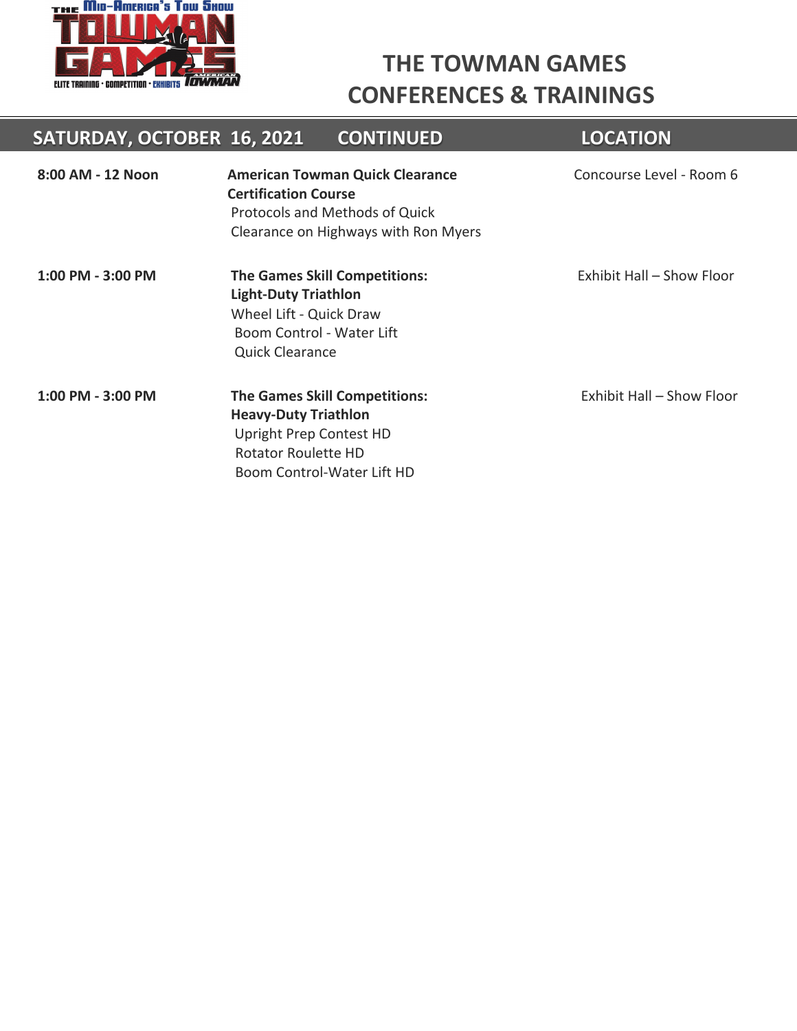# THE TOWMAN GAMES CONFERENCES & TRAININGS

| SATURDAY, OCTOBER 16, 2021 | CONTINUED | LOCATION |
|---|---|---|
| **8:00 AM - 12 Noon** | **American Towman Quick Clearance Certification Course**<br>Protocols and Methods of Quick Clearance on Highways with Ron Myers | Concourse Level - Room 6 |
| **1:00 PM - 3:00 PM** | **The Games Skill Competitions: Light-Duty Triathlon**<br>Wheel Lift - Quick Draw<br>Boom Control - Water Lift<br>Quick Clearance | Exhibit Hall – Show Floor |
| **1:00 PM - 3:00 PM** | **The Games Skill Competitions: Heavy-Duty Triathlon**<br>Upright Prep Contest HD<br>Rotator Roulette HD<br>Boom Control-Water Lift HD | Exhibit Hall – Show Floor |